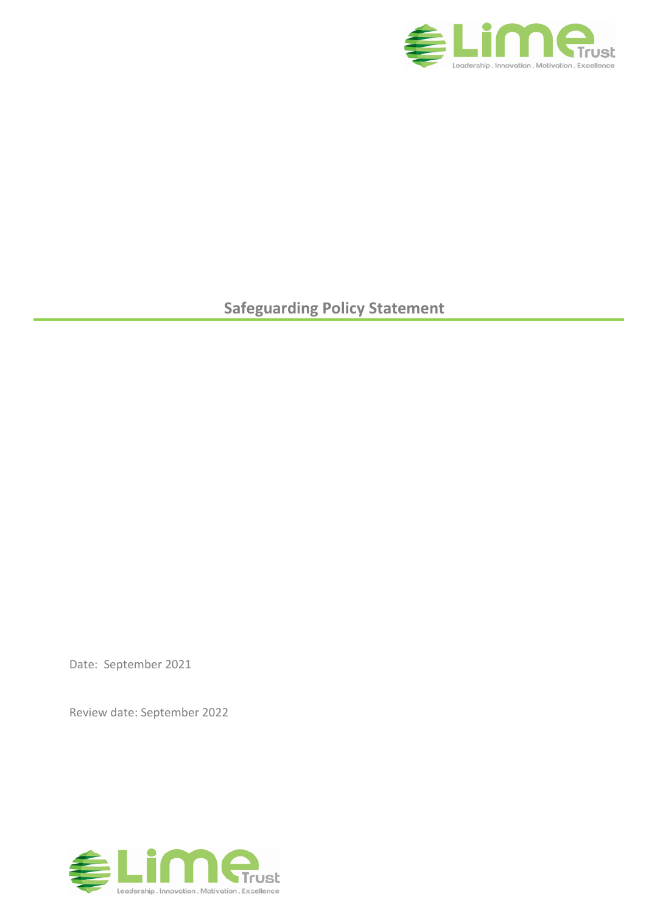# Safeguarding Policy Statement

Date: September 2021

Review date: September 2022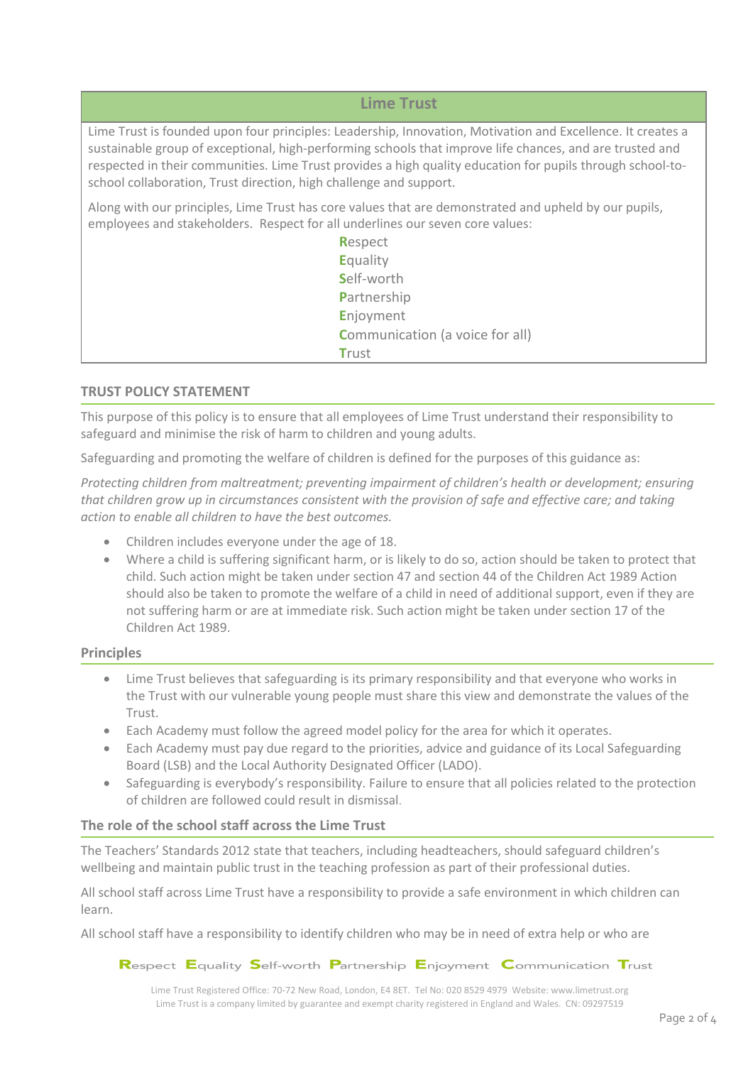## Lime Trust

Lime Trust is founded upon four principles: Leadership, Innovation, Motivation and Excellence. It creates a sustainable group of exceptional, high-performing schools that improve life chances, and are trusted and respected in their communities. Lime Trust provides a high quality education for pupils through school-to-school collaboration, Trust direction, high challenge and support.

Along with our principles, Lime Trust has core values that are demonstrated and upheld by our pupils, employees and stakeholders. Respect for all underlines our seven core values:

**R**espect
**E**quality
**S**elf-worth
**P**artnership
**E**njoyment
**C**ommunication (a voice for all)
**T**rust

## TRUST POLICY STATEMENT

This purpose of this policy is to ensure that all employees of Lime Trust understand their responsibility to safeguard and minimise the risk of harm to children and young adults.

Safeguarding and promoting the welfare of children is defined for the purposes of this guidance as:

*Protecting children from maltreatment; preventing impairment of children's health or development; ensuring that children grow up in circumstances consistent with the provision of safe and effective care; and taking action to enable all children to have the best outcomes.*

- Children includes everyone under the age of 18.
- Where a child is suffering significant harm, or is likely to do so, action should be taken to protect that child. Such action might be taken under section 47 and section 44 of the Children Act 1989 Action should also be taken to promote the welfare of a child in need of additional support, even if they are not suffering harm or are at immediate risk. Such action might be taken under section 17 of the Children Act 1989.

### Principles

- Lime Trust believes that safeguarding is its primary responsibility and that everyone who works in the Trust with our vulnerable young people must share this view and demonstrate the values of the Trust.
- Each Academy must follow the agreed model policy for the area for which it operates.
- Each Academy must pay due regard to the priorities, advice and guidance of its Local Safeguarding Board (LSB) and the Local Authority Designated Officer (LADO).
- Safeguarding is everybody's responsibility. Failure to ensure that all policies related to the protection of children are followed could result in dismissal.

### The role of the school staff across the Lime Trust

The Teachers' Standards 2012 state that teachers, including headteachers, should safeguard children's wellbeing and maintain public trust in the teaching profession as part of their professional duties.

All school staff across Lime Trust have a responsibility to provide a safe environment in which children can learn.

All school staff have a responsibility to identify children who may be in need of extra help or who are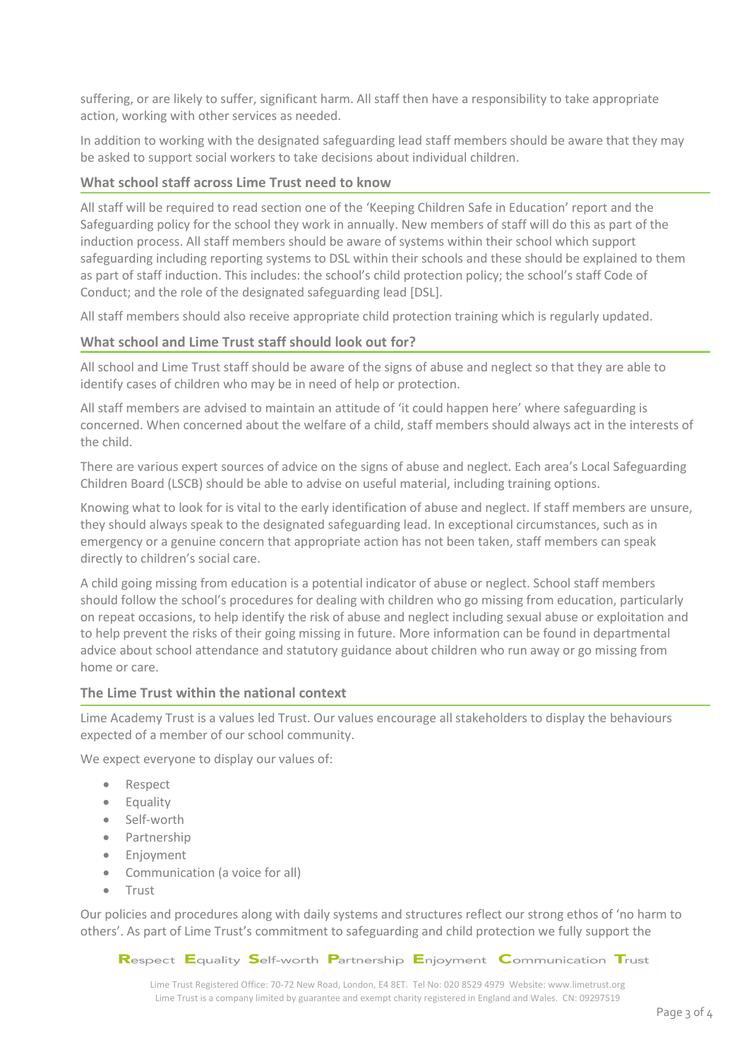suffering, or are likely to suffer, significant harm. All staff then have a responsibility to take appropriate action, working with other services as needed.

In addition to working with the designated safeguarding lead staff members should be aware that they may be asked to support social workers to take decisions about individual children.

### What school staff across Lime Trust need to know

All staff will be required to read section one of the 'Keeping Children Safe in Education' report and the Safeguarding policy for the school they work in annually. New members of staff will do this as part of the induction process. All staff members should be aware of systems within their school which support safeguarding including reporting systems to DSL within their schools and these should be explained to them as part of staff induction. This includes: the school's child protection policy; the school's staff Code of Conduct; and the role of the designated safeguarding lead [DSL].

All staff members should also receive appropriate child protection training which is regularly updated.

### What school and Lime Trust staff should look out for?

All school and Lime Trust staff should be aware of the signs of abuse and neglect so that they are able to identify cases of children who may be in need of help or protection.

All staff members are advised to maintain an attitude of 'it could happen here' where safeguarding is concerned. When concerned about the welfare of a child, staff members should always act in the interests of the child.

There are various expert sources of advice on the signs of abuse and neglect. Each area's Local Safeguarding Children Board (LSCB) should be able to advise on useful material, including training options.

Knowing what to look for is vital to the early identification of abuse and neglect. If staff members are unsure, they should always speak to the designated safeguarding lead. In exceptional circumstances, such as in emergency or a genuine concern that appropriate action has not been taken, staff members can speak directly to children's social care.

A child going missing from education is a potential indicator of abuse or neglect. School staff members should follow the school's procedures for dealing with children who go missing from education, particularly on repeat occasions, to help identify the risk of abuse and neglect including sexual abuse or exploitation and to help prevent the risks of their going missing in future. More information can be found in departmental advice about school attendance and statutory guidance about children who run away or go missing from home or care.

### The Lime Trust within the national context

Lime Academy Trust is a values led Trust. Our values encourage all stakeholders to display the behaviours expected of a member of our school community.

We expect everyone to display our values of:

- Respect
- Equality
- Self-worth
- Partnership
- Enjoyment
- Communication (a voice for all)
- Trust

Our policies and procedures along with daily systems and structures reflect our strong ethos of 'no harm to others'. As part of Lime Trust's commitment to safeguarding and child protection we fully support the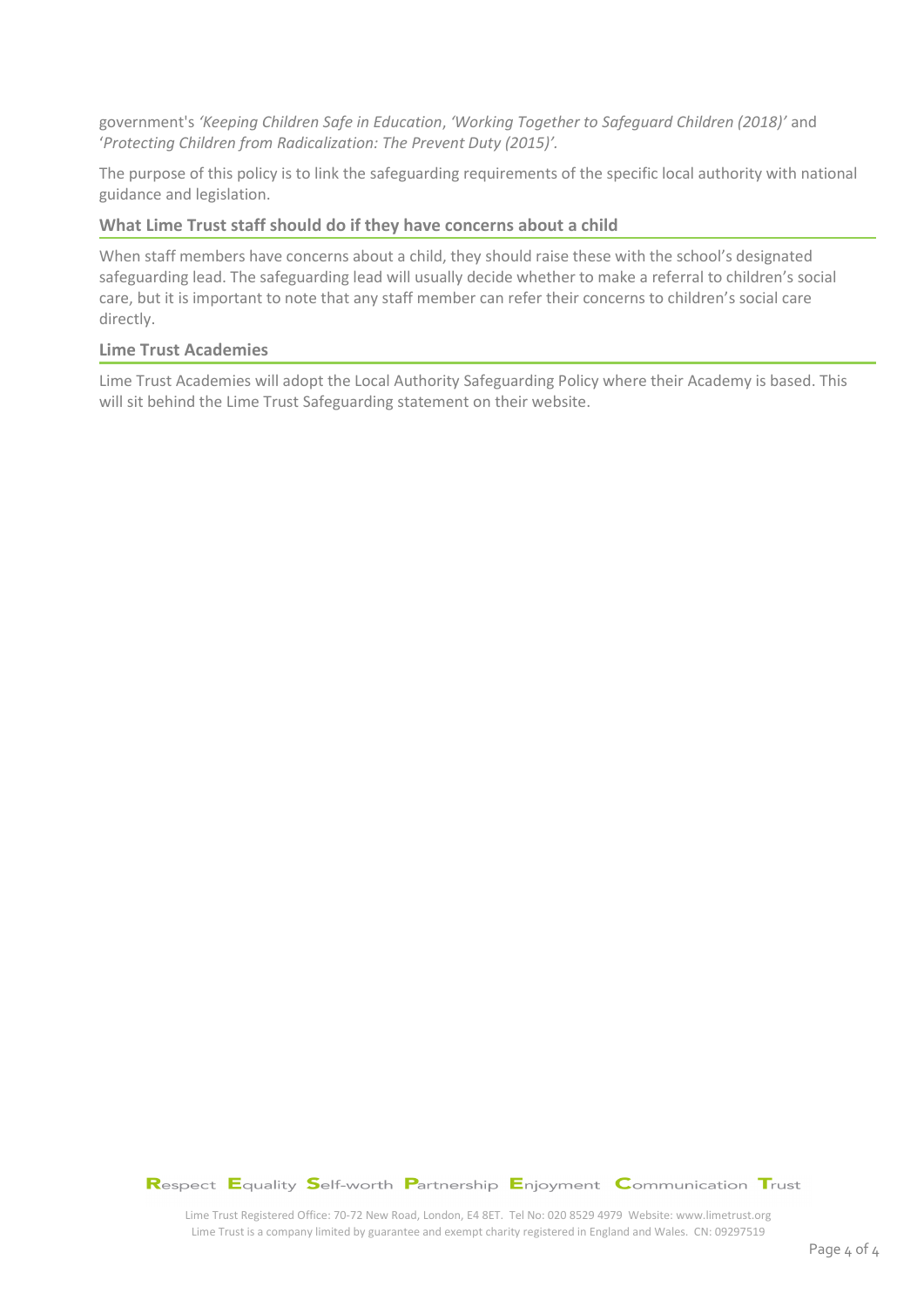government's *'Keeping Children Safe in Education*, *'Working Together to Safeguard Children (2018)'* and '*Protecting Children from Radicalization: The Prevent Duty (2015)'*.

The purpose of this policy is to link the safeguarding requirements of the specific local authority with national guidance and legislation.

### What Lime Trust staff should do if they have concerns about a child

When staff members have concerns about a child, they should raise these with the school's designated safeguarding lead. The safeguarding lead will usually decide whether to make a referral to children's social care, but it is important to note that any staff member can refer their concerns to children's social care directly.

### Lime Trust Academies

Lime Trust Academies will adopt the Local Authority Safeguarding Policy where their Academy is based. This will sit behind the Lime Trust Safeguarding statement on their website.